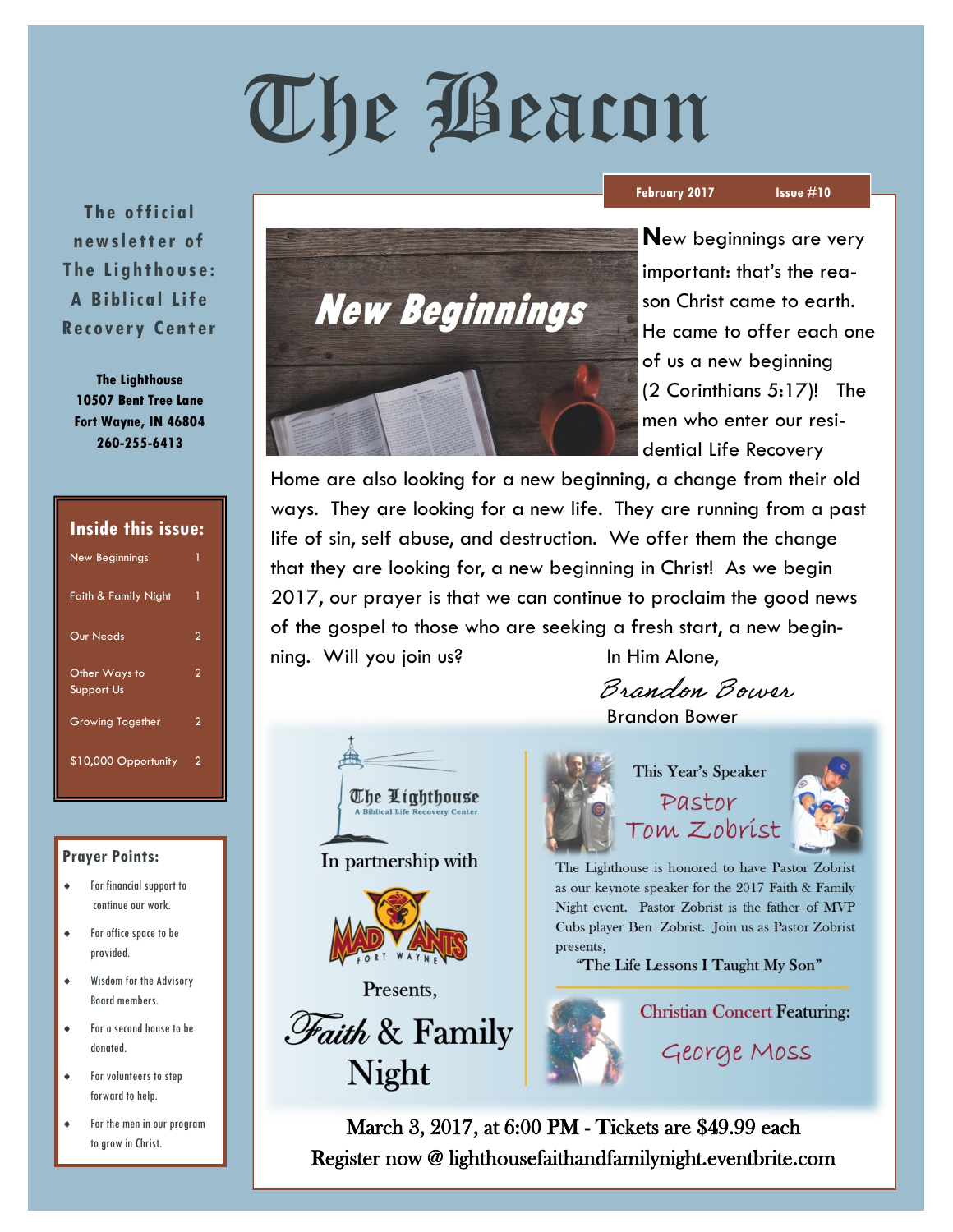# The Beacon

**February 2017** **Issue #10**

The official newsletter of The Lighthouse: A Biblical Life Recovery Center

**The Lighthouse**
**10507 Bent Tree Lane**
**Fort Wayne, IN 46804**
**260-255-6413**

## Inside this issue:

| | |
|---|---|
| New Beginnings | 1 |
| Faith & Family Night | 1 |
| Our Needs | 2 |
| Other Ways to Support Us | 2 |
| Growing Together | 2 |
| $10,000 Opportunity | 2 |

## Prayer Points:

- For financial support to continue our work.
- For office space to be provided.
- Wisdom for the Advisory Board members.
- For a second house to be donated.
- For volunteers to step forward to help.
- For the men in our program to grow in Christ.

## New Beginnings

**N**ew beginnings are very important: that's the reason Christ came to earth. He came to offer each one of us a new beginning (2 Corinthians 5:17)! The men who enter our residential Life Recovery Home are also looking for a new beginning, a change from their old ways. They are looking for a new life. They are running from a past life of sin, self abuse, and destruction. We offer them the change that they are looking for, a new beginning in Christ! As we begin 2017, our prayer is that we can continue to proclaim the good news of the gospel to those who are seeking a fresh start, a new beginning. Will you join us?

In Him Alone,

*Brandon Bower*

Brandon Bower

The Lighthouse
A Biblical Life Recovery Center

In partnership with

Mad Ants Fort Wayne

Presents,

## Faith & Family Night

This Year's Speaker

**Pastor Tom Zobrist**

The Lighthouse is honored to have Pastor Zobrist as our keynote speaker for the 2017 Faith & Family Night event. Pastor Zobrist is the father of MVP Cubs player Ben Zobrist. Join us as Pastor Zobrist presents,

"The Life Lessons I Taught My Son"

Christian Concert Featuring:

**George Moss**

March 3, 2017, at 6:00 PM - Tickets are $49.99 each

Register now @ lighthousefaithandfamilynight.eventbrite.com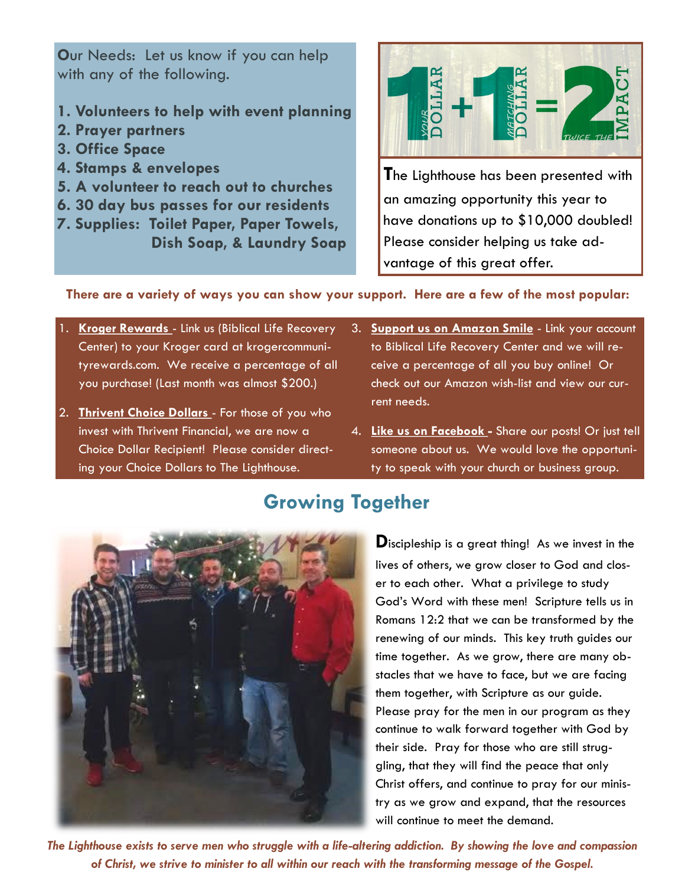**O**ur Needs: Let us know if you can help with any of the following.

1. **Volunteers to help with event planning**
2. **Prayer partners**
3. **Office Space**
4. **Stamps & envelopes**
5. **A volunteer to reach out to churches**
6. **30 day bus passes for our residents**
7. **Supplies: Toilet Paper, Paper Towels, Dish Soap, & Laundry Soap**

1 YOUR DOLLAR + 1 MATCHING DOLLAR = 2 TWICE THE IMPACT

**T**he Lighthouse has been presented with an amazing opportunity this year to have donations up to $10,000 doubled! Please consider helping us take advantage of this great offer.

**There are a variety of ways you can show your support. Here are a few of the most popular:**

1. **Kroger Rewards** - Link us (Biblical Life Recovery Center) to your Kroger card at krogercommunityrewards.com. We receive a percentage of all you purchase! (Last month was almost $200.)
2. **Thrivent Choice Dollars** - For those of you who invest with Thrivent Financial, we are now a Choice Dollar Recipient! Please consider directing your Choice Dollars to The Lighthouse.
3. **Support us on Amazon Smile** - Link your account to Biblical Life Recovery Center and we will receive a percentage of all you buy online! Or check out our Amazon wish-list and view our current needs.
4. **Like us on Facebook** - Share our posts! Or just tell someone about us. We would love the opportunity to speak with your church or business group.

## Growing Together

**D**iscipleship is a great thing! As we invest in the lives of others, we grow closer to God and closer to each other. What a privilege to study God's Word with these men! Scripture tells us in Romans 12:2 that we can be transformed by the renewing of our minds. This key truth guides our time together. As we grow, there are many obstacles that we have to face, but we are facing them together, with Scripture as our guide. Please pray for the men in our program as they continue to walk forward together with God by their side. Pray for those who are still struggling, that they will find the peace that only Christ offers, and continue to pray for our ministry as we grow and expand, that the resources will continue to meet the demand.

***The Lighthouse exists to serve men who struggle with a life-altering addiction. By showing the love and compassion of Christ, we strive to minister to all within our reach with the transforming message of the Gospel.***